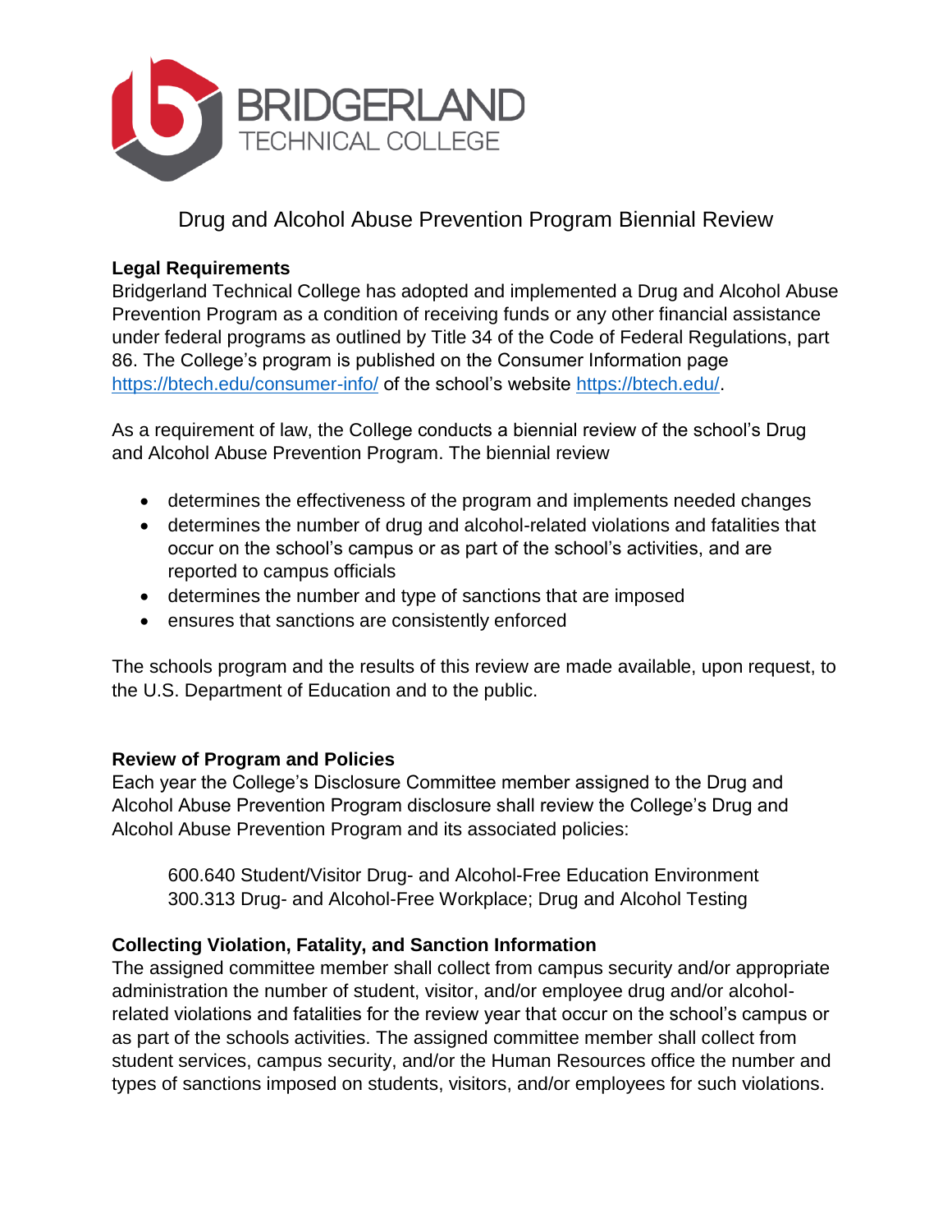# Drug and Alcohol Abuse Prevention Program Biennial Review

**Legal Requirements**

Bridgerland Technical College has adopted and implemented a Drug and Alcohol Abuse Prevention Program as a condition of receiving funds or any other financial assistance under federal programs as outlined by Title 34 of the Code of Federal Regulations, part 86. The College's program is published on the Consumer Information page https://btech.edu/consumer-info/ of the school's website https://btech.edu/.

As a requirement of law, the College conducts a biennial review of the school's Drug and Alcohol Abuse Prevention Program. The biennial review

- determines the effectiveness of the program and implements needed changes
- determines the number of drug and alcohol-related violations and fatalities that occur on the school's campus or as part of the school's activities, and are reported to campus officials
- determines the number and type of sanctions that are imposed
- ensures that sanctions are consistently enforced

The schools program and the results of this review are made available, upon request, to the U.S. Department of Education and to the public.

**Review of Program and Policies**

Each year the College's Disclosure Committee member assigned to the Drug and Alcohol Abuse Prevention Program disclosure shall review the College's Drug and Alcohol Abuse Prevention Program and its associated policies:

600.640 Student/Visitor Drug- and Alcohol-Free Education Environment
300.313 Drug- and Alcohol-Free Workplace; Drug and Alcohol Testing

**Collecting Violation, Fatality, and Sanction Information**

The assigned committee member shall collect from campus security and/or appropriate administration the number of student, visitor, and/or employee drug and/or alcohol-related violations and fatalities for the review year that occur on the school's campus or as part of the schools activities. The assigned committee member shall collect from student services, campus security, and/or the Human Resources office the number and types of sanctions imposed on students, visitors, and/or employees for such violations.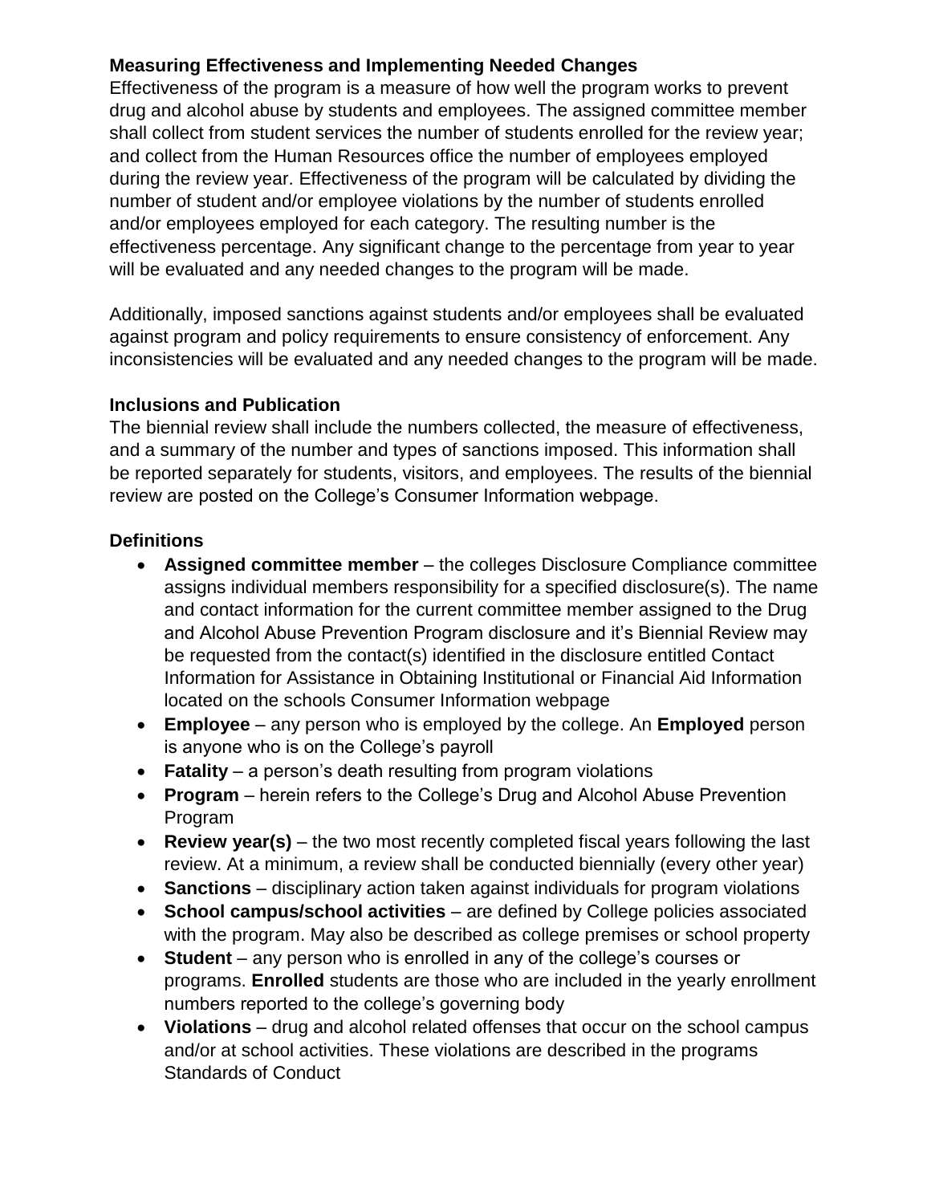### Measuring Effectiveness and Implementing Needed Changes

Effectiveness of the program is a measure of how well the program works to prevent drug and alcohol abuse by students and employees. The assigned committee member shall collect from student services the number of students enrolled for the review year; and collect from the Human Resources office the number of employees employed during the review year. Effectiveness of the program will be calculated by dividing the number of student and/or employee violations by the number of students enrolled and/or employees employed for each category. The resulting number is the effectiveness percentage. Any significant change to the percentage from year to year will be evaluated and any needed changes to the program will be made.

Additionally, imposed sanctions against students and/or employees shall be evaluated against program and policy requirements to ensure consistency of enforcement. Any inconsistencies will be evaluated and any needed changes to the program will be made.

### Inclusions and Publication

The biennial review shall include the numbers collected, the measure of effectiveness, and a summary of the number and types of sanctions imposed. This information shall be reported separately for students, visitors, and employees. The results of the biennial review are posted on the College's Consumer Information webpage.

### Definitions

- **Assigned committee member** – the colleges Disclosure Compliance committee assigns individual members responsibility for a specified disclosure(s). The name and contact information for the current committee member assigned to the Drug and Alcohol Abuse Prevention Program disclosure and it's Biennial Review may be requested from the contact(s) identified in the disclosure entitled Contact Information for Assistance in Obtaining Institutional or Financial Aid Information located on the schools Consumer Information webpage
- **Employee** – any person who is employed by the college. An **Employed** person is anyone who is on the College's payroll
- **Fatality** – a person's death resulting from program violations
- **Program** – herein refers to the College's Drug and Alcohol Abuse Prevention Program
- **Review year(s)** – the two most recently completed fiscal years following the last review. At a minimum, a review shall be conducted biennially (every other year)
- **Sanctions** – disciplinary action taken against individuals for program violations
- **School campus/school activities** – are defined by College policies associated with the program. May also be described as college premises or school property
- **Student** – any person who is enrolled in any of the college's courses or programs. **Enrolled** students are those who are included in the yearly enrollment numbers reported to the college's governing body
- **Violations** – drug and alcohol related offenses that occur on the school campus and/or at school activities. These violations are described in the programs Standards of Conduct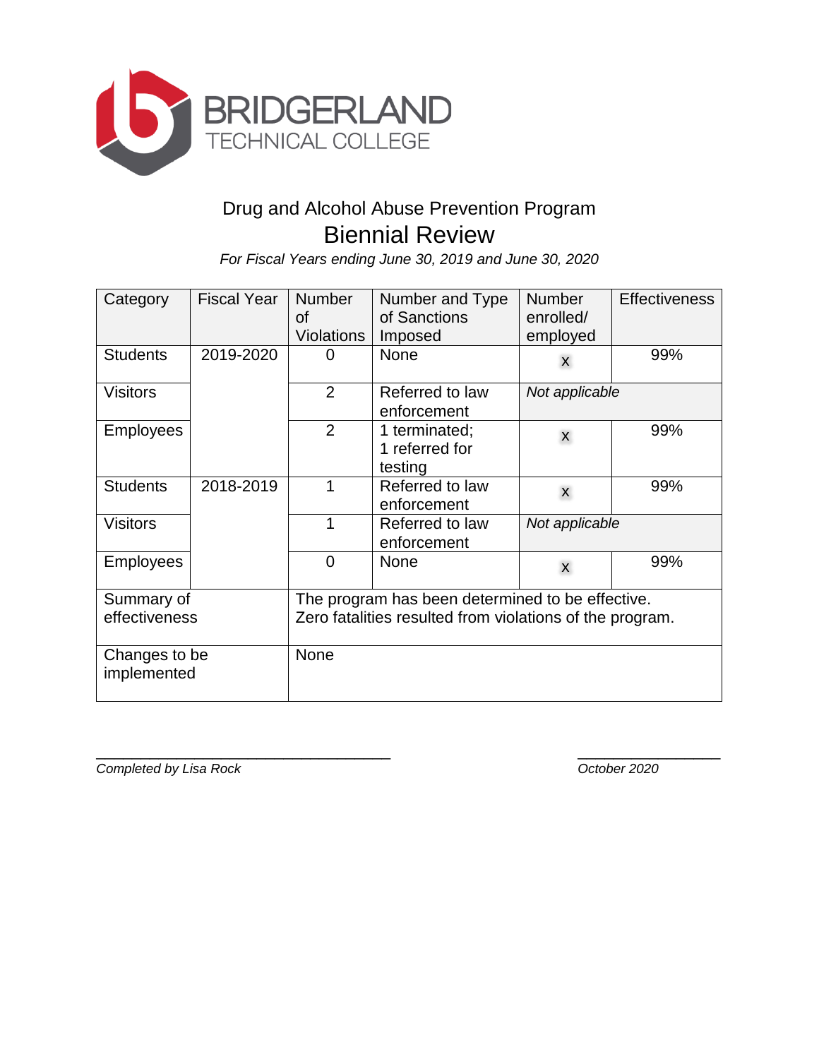BRIDGERLAND
TECHNICAL COLLEGE

# Drug and Alcohol Abuse Prevention Program

## Biennial Review

*For Fiscal Years ending June 30, 2019 and June 30, 2020*

| Category | Fiscal Year | Number of Violations | Number and Type of Sanctions Imposed | Number enrolled/ employed | Effectiveness |
|---|---|---|---|---|---|
| Students | 2019-2020 | 0 | None | x | 99% |
| Visitors | | 2 | Referred to law enforcement | *Not applicable* | |
| Employees | | 2 | 1 terminated; 1 referred for testing | x | 99% |
| Students | 2018-2019 | 1 | Referred to law enforcement | x | 99% |
| Visitors | | 1 | Referred to law enforcement | *Not applicable* | |
| Employees | | 0 | None | x | 99% |
| Summary of effectiveness | | The program has been determined to be effective. Zero fatalities resulted from violations of the program. | | | |
| Changes to be implemented | | None | | | |

_________________________________________ *Completed by Lisa Rock*

__________________ *October 2020*